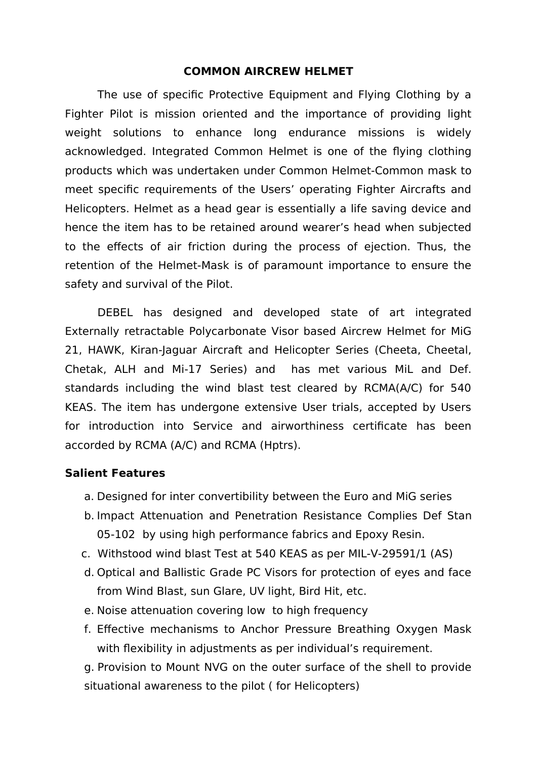# COMMON AIRCREW HELMET

The use of specific Protective Equipment and Flying Clothing by a Fighter Pilot is mission oriented and the importance of providing light weight solutions to enhance long endurance missions is widely acknowledged. Integrated Common Helmet is one of the flying clothing products which was undertaken under Common Helmet-Common mask to meet specific requirements of the Users' operating Fighter Aircrafts and Helicopters. Helmet as a head gear is essentially a life saving device and hence the item has to be retained around wearer's head when subjected to the effects of air friction during the process of ejection. Thus, the retention of the Helmet-Mask is of paramount importance to ensure the safety and survival of the Pilot.

DEBEL has designed and developed state of art integrated Externally retractable Polycarbonate Visor based Aircrew Helmet for MiG 21, HAWK, Kiran-Jaguar Aircraft and Helicopter Series (Cheeta, Cheetal, Chetak, ALH and Mi-17 Series) and has met various MiL and Def. standards including the wind blast test cleared by RCMA(A/C) for 540 KEAS. The item has undergone extensive User trials, accepted by Users for introduction into Service and airworthiness certificate has been accorded by RCMA (A/C) and RCMA (Hptrs).

**Salient Features**

a. Designed for inter convertibility between the Euro and MiG series
b. Impact Attenuation and Penetration Resistance Complies Def Stan 05-102 by using high performance fabrics and Epoxy Resin.
c. Withstood wind blast Test at 540 KEAS as per MIL-V-29591/1 (AS)
d. Optical and Ballistic Grade PC Visors for protection of eyes and face from Wind Blast, sun Glare, UV light, Bird Hit, etc.
e. Noise attenuation covering low to high frequency
f. Effective mechanisms to Anchor Pressure Breathing Oxygen Mask with flexibility in adjustments as per individual's requirement.
g. Provision to Mount NVG on the outer surface of the shell to provide situational awareness to the pilot ( for Helicopters)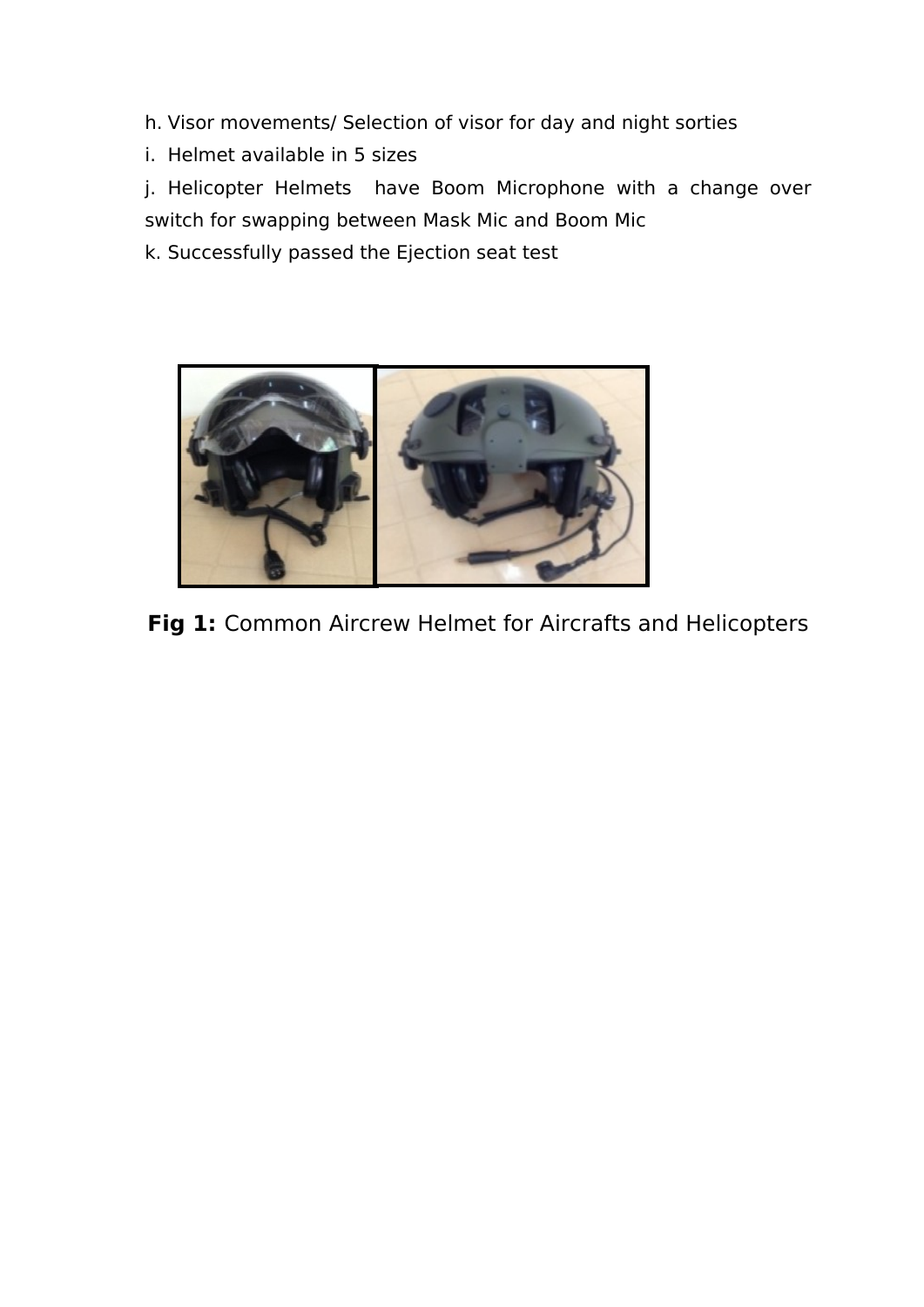h. Visor movements/ Selection of visor for day and night sorties

i. Helmet available in 5 sizes

j. Helicopter Helmets have Boom Microphone with a change over switch for swapping between Mask Mic and Boom Mic

k. Successfully passed the Ejection seat test

**Fig 1:** Common Aircrew Helmet for Aircrafts and Helicopters